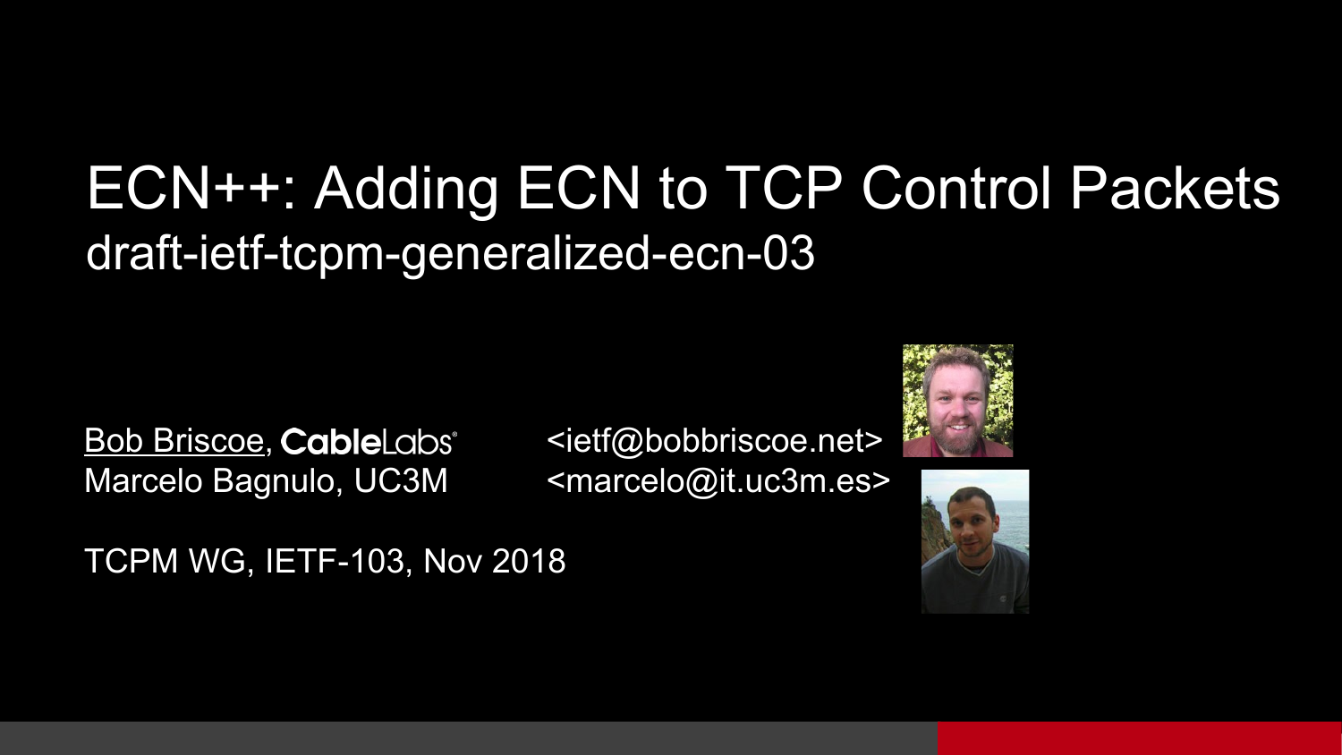# ECN++: Adding ECN to TCP Control Packets

## draft-ietf-tcpm-generalized-ecn-03

Bob Briscoe, CableLabs <ietf@bobbriscoe.net>

Marcelo Bagnulo, UC3M <marcelo@it.uc3m.es>

TCPM WG, IETF-103, Nov 2018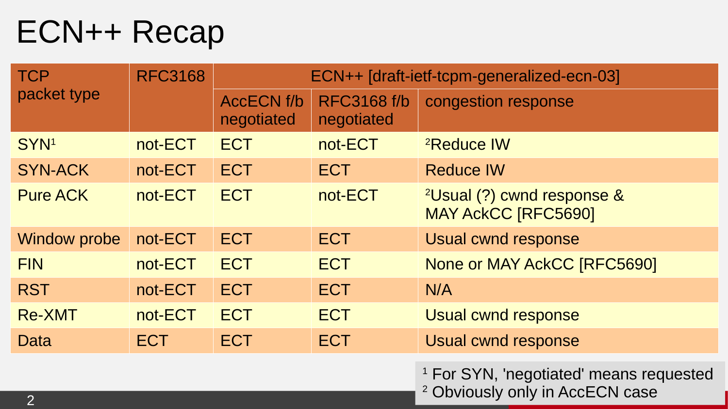# ECN++ Recap

| TCP packet type | RFC3168 | ECN++ [draft-ietf-tcpm-generalized-ecn-03] | | |
|---|---|---|---|---|
| | | AccECN f/b negotiated | RFC3168 f/b negotiated | congestion response |
| SYN[1] | not-ECT | ECT | not-ECT | [2]Reduce IW |
| SYN-ACK | not-ECT | ECT | ECT | Reduce IW |
| Pure ACK | not-ECT | ECT | not-ECT | [2]Usual (?) cwnd response & MAY AckCC [RFC5690] |
| Window probe | not-ECT | ECT | ECT | Usual cwnd response |
| FIN | not-ECT | ECT | ECT | None or MAY AckCC [RFC5690] |
| RST | not-ECT | ECT | ECT | N/A |
| Re-XMT | not-ECT | ECT | ECT | Usual cwnd response |
| Data | ECT | ECT | ECT | Usual cwnd response |

[1] For SYN, 'negotiated' means requested
[2] Obviously only in AccECN case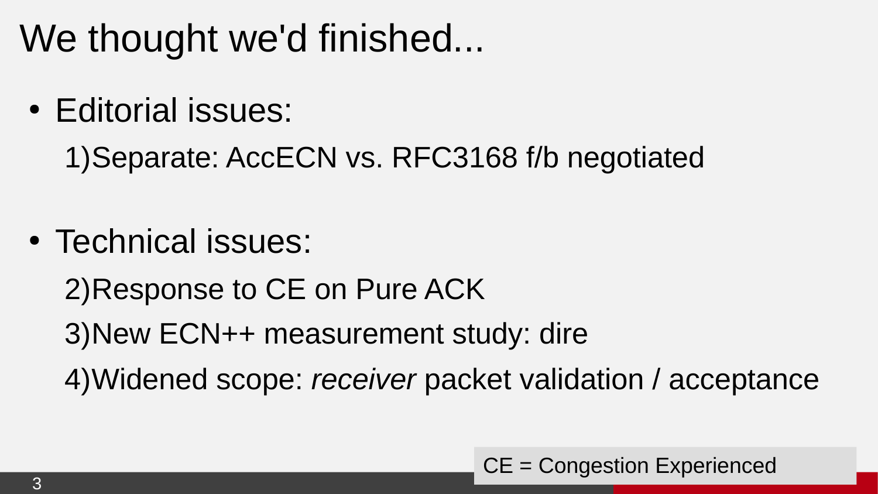# We thought we'd finished...

- Editorial issues:
  1) Separate: AccECN vs. RFC3168 f/b negotiated
- Technical issues:
  2) Response to CE on Pure ACK
  3) New ECN++ measurement study: dire
  4) Widened scope: *receiver* packet validation / acceptance

CE = Congestion Experienced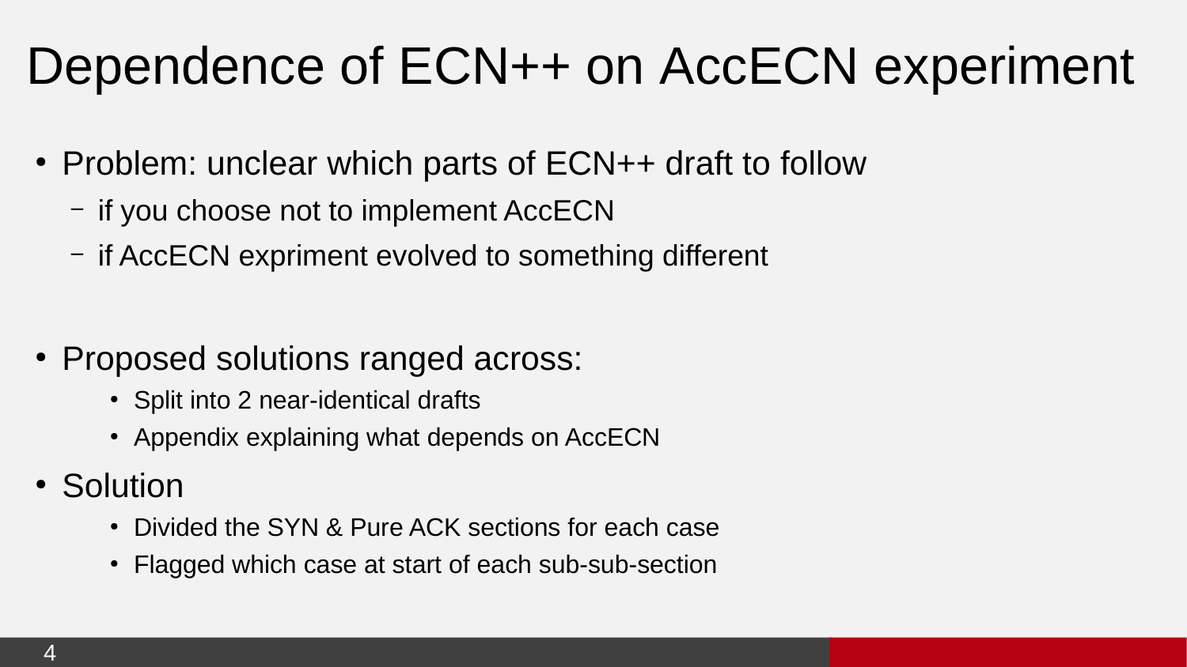# Dependence of ECN++ on AccECN experiment

- Problem: unclear which parts of ECN++ draft to follow
  - if you choose not to implement AccECN
  - if AccECN expriment evolved to something different

- Proposed solutions ranged across:
  - Split into 2 near-identical drafts
  - Appendix explaining what depends on AccECN
- Solution
  - Divided the SYN & Pure ACK sections for each case
  - Flagged which case at start of each sub-sub-section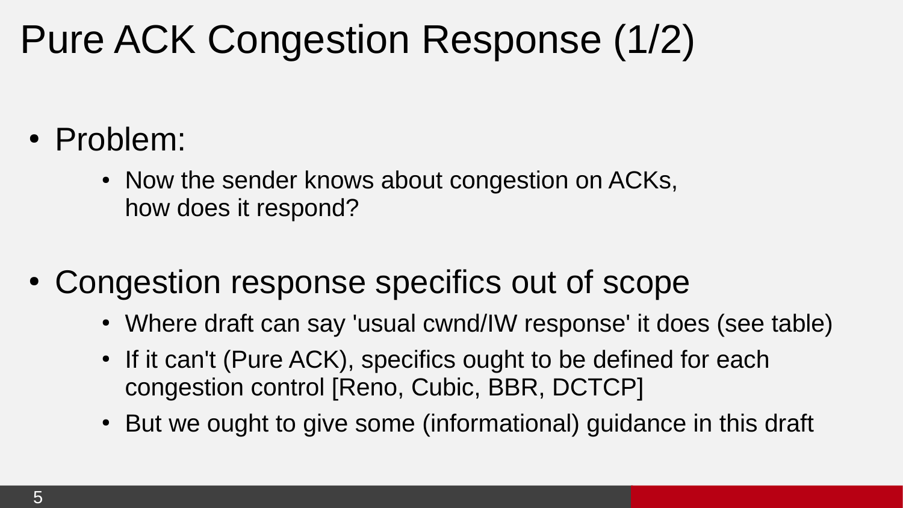# Pure ACK Congestion Response (1/2)

- Problem:
  - Now the sender knows about congestion on ACKs, how does it respond?
- Congestion response specifics out of scope
  - Where draft can say 'usual cwnd/IW response' it does (see table)
  - If it can't (Pure ACK), specifics ought to be defined for each congestion control [Reno, Cubic, BBR, DCTCP]
  - But we ought to give some (informational) guidance in this draft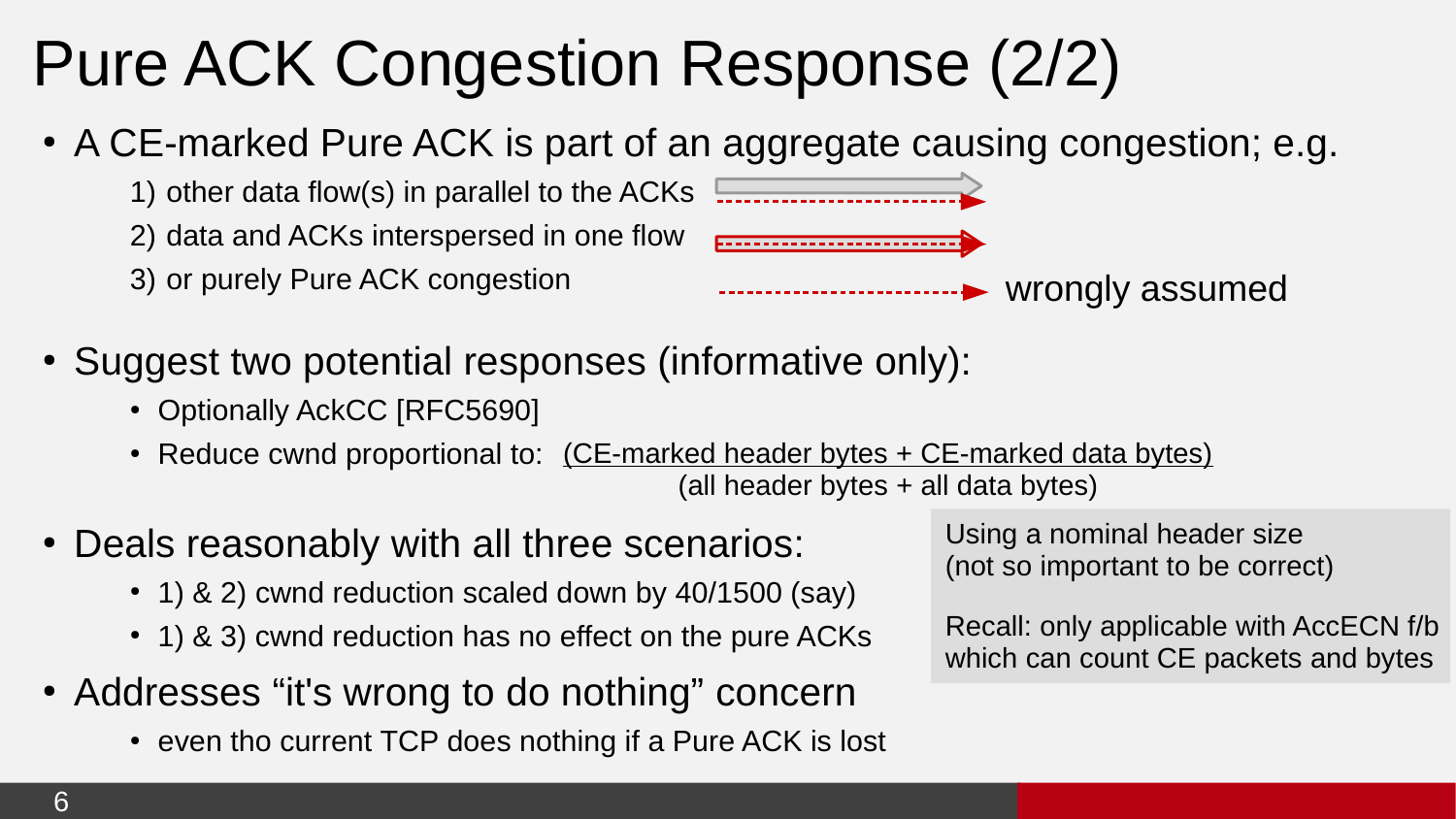# Pure ACK Congestion Response (2/2)

- A CE-marked Pure ACK is part of an aggregate causing congestion; e.g.
  1) other data flow(s) in parallel to the ACKs
  2) data and ACKs interspersed in one flow
  3) or purely Pure ACK congestion — wrongly assumed
- Suggest two potential responses (informative only):
  - Optionally AckCC [RFC5690]
  - Reduce cwnd proportional to: $\frac{\text{(CE-marked header bytes + CE-marked data bytes)}}{\text{(all header bytes + all data bytes)}}$
- Deals reasonably with all three scenarios:
  - 1) & 2) cwnd reduction scaled down by 40/1500 (say)
  - 1) & 3) cwnd reduction has no effect on the pure ACKs
- Addresses "it's wrong to do nothing" concern
  - even tho current TCP does nothing if a Pure ACK is lost

Using a nominal header size (not so important to be correct)

Recall: only applicable with AccECN f/b which can count CE packets and bytes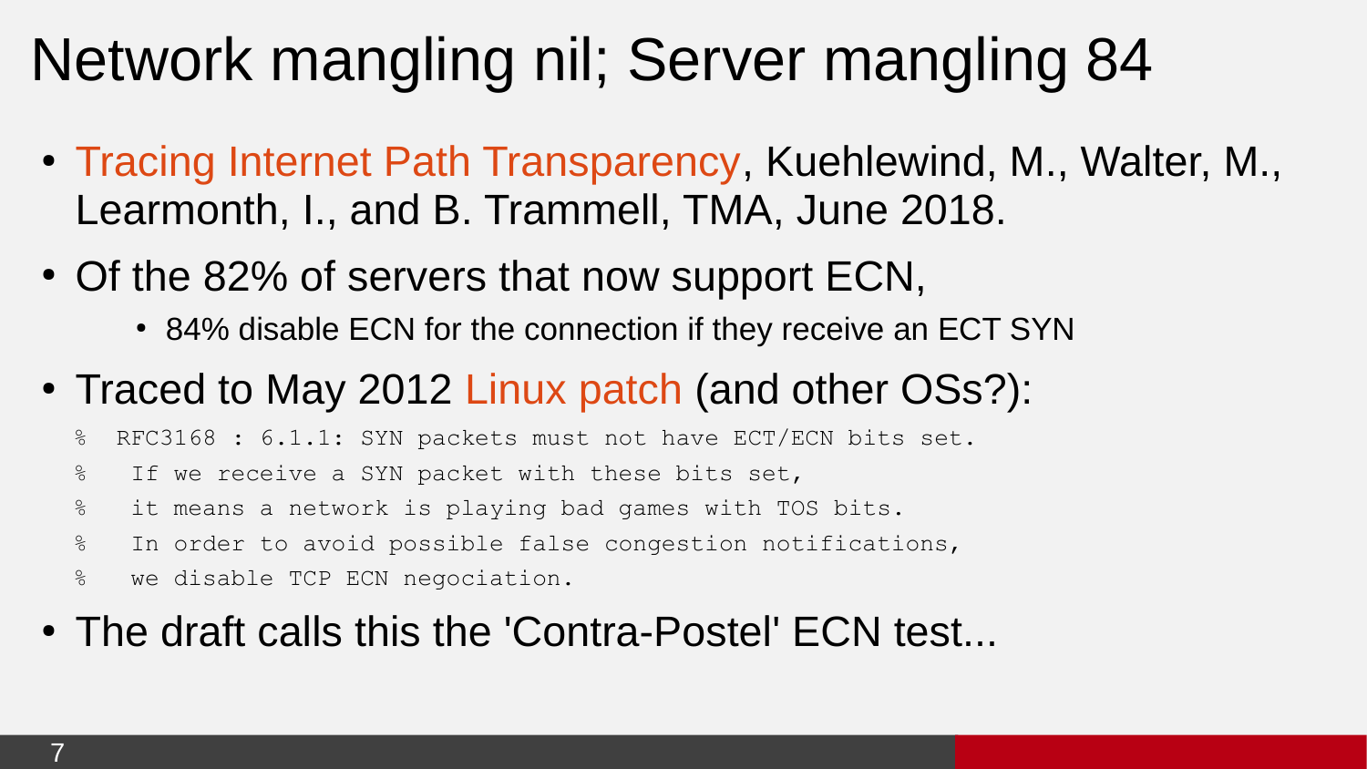# Network mangling nil; Server mangling 84

- Tracing Internet Path Transparency, Kuehlewind, M., Walter, M., Learmonth, I., and B. Trammell, TMA, June 2018.
- Of the 82% of servers that now support ECN,
  - 84% disable ECN for the connection if they receive an ECT SYN
- Traced to May 2012 Linux patch (and other OSs?):

```
%  RFC3168 : 6.1.1: SYN packets must not have ECT/ECN bits set.
%   If we receive a SYN packet with these bits set,
%   it means a network is playing bad games with TOS bits.
%   In order to avoid possible false congestion notifications,
%   we disable TCP ECN negociation.
```

- The draft calls this the 'Contra-Postel' ECN test...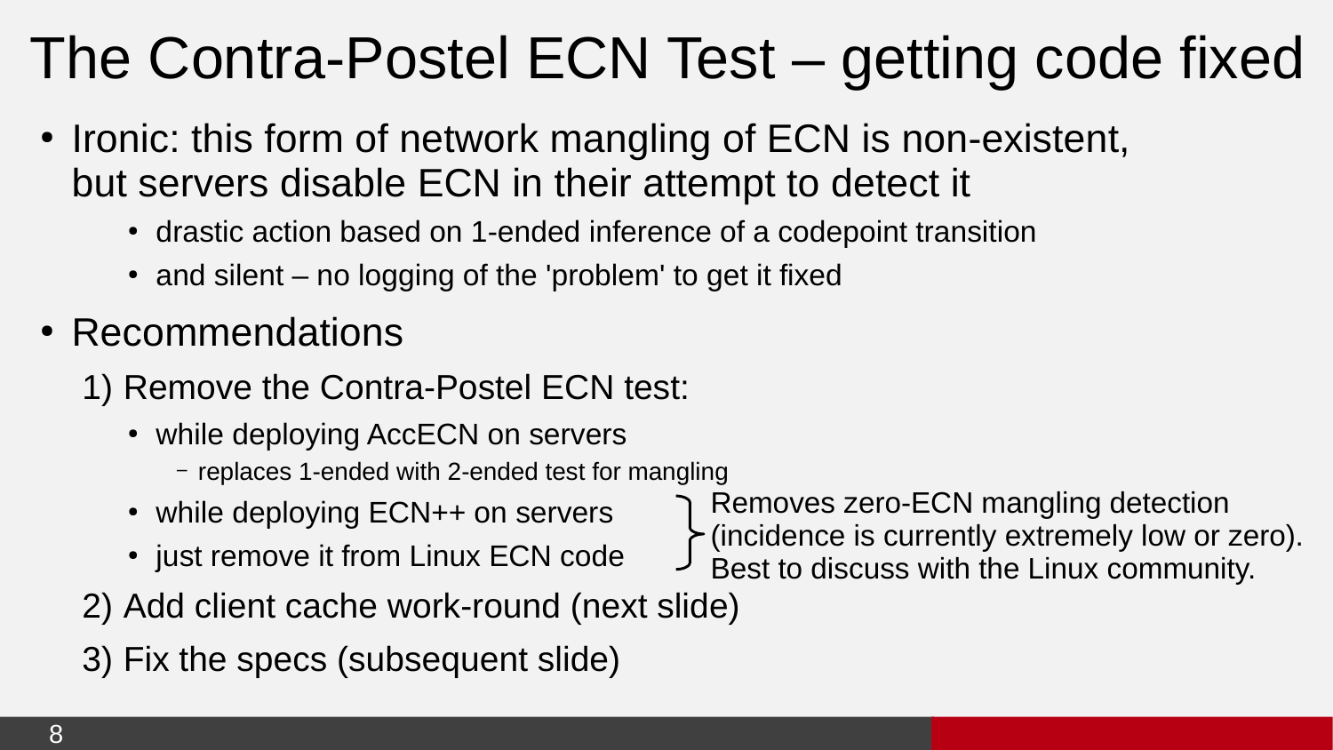# The Contra-Postel ECN Test – getting code fixed

- Ironic: this form of network mangling of ECN is non-existent, but servers disable ECN in their attempt to detect it
  - drastic action based on 1-ended inference of a codepoint transition
  - and silent – no logging of the 'problem' to get it fixed
- Recommendations

  1) Remove the Contra-Postel ECN test:
     - while deploying AccECN on servers
       - replaces 1-ended with 2-ended test for mangling
     - while deploying ECN++ on servers
     - just remove it from Linux ECN code

     (The last two items above:) Removes zero-ECN mangling detection (incidence is currently extremely low or zero). Best to discuss with the Linux community.

  2) Add client cache work-round (next slide)

  3) Fix the specs (subsequent slide)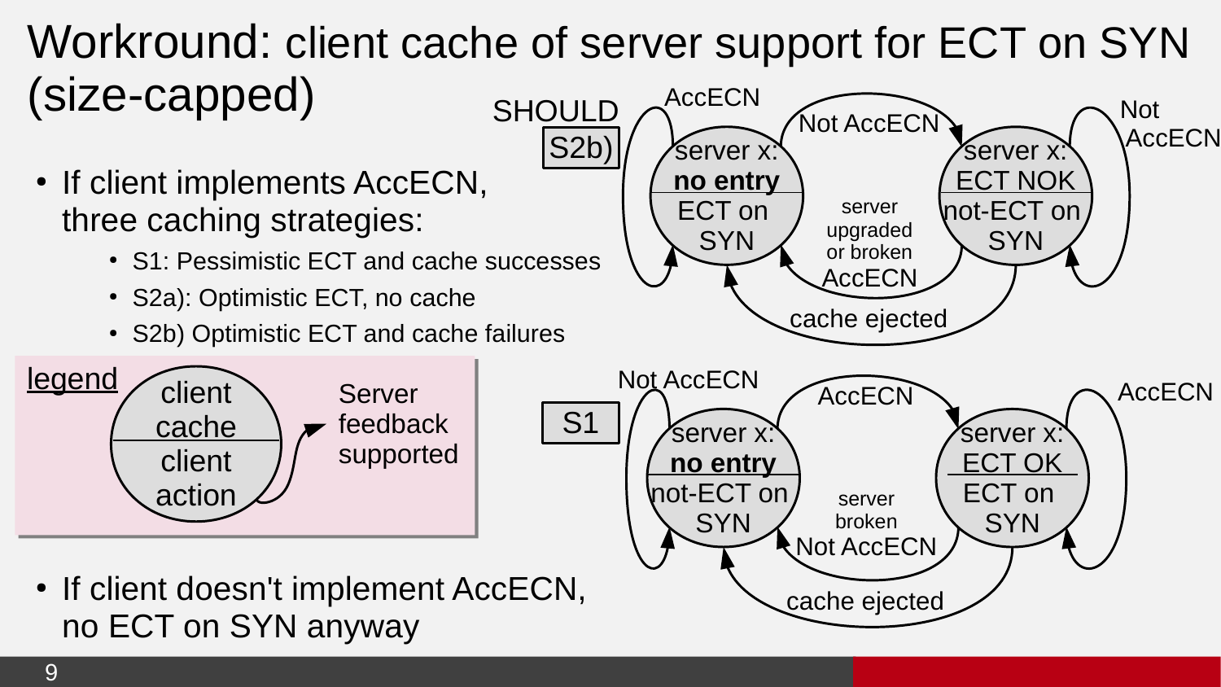# Workround: client cache of server support for ECT on SYN (size-capped)

- If client implements AccECN, three caching strategies:
  - S1: Pessimistic ECT and cache successes
  - S2a): Optimistic ECT, no cache
  - S2b) Optimistic ECT and cache failures

legend: client cache / client action → Server feedback supported

SHOULD S2b)

- server x: **no entry** / ECT on SYN — AccECN (self-loop)
- server x: no entry → Not AccECN → server x: ECT NOK / not-ECT on SYN
- server x: ECT NOK — Not AccECN (self-loop)
- server x: ECT NOK → server upgraded or broken AccECN → server x: no entry
- server x: ECT NOK → cache ejected → server x: no entry

S1

- server x: **no entry** / not-ECT on SYN — Not AccECN (self-loop)
- server x: no entry → AccECN → server x: ECT OK / ECT on SYN
- server x: ECT OK — AccECN (self-loop)
- server x: ECT OK → server broken Not AccECN → server x: no entry
- server x: ECT OK → cache ejected → server x: no entry

- If client doesn't implement AccECN, no ECT on SYN anyway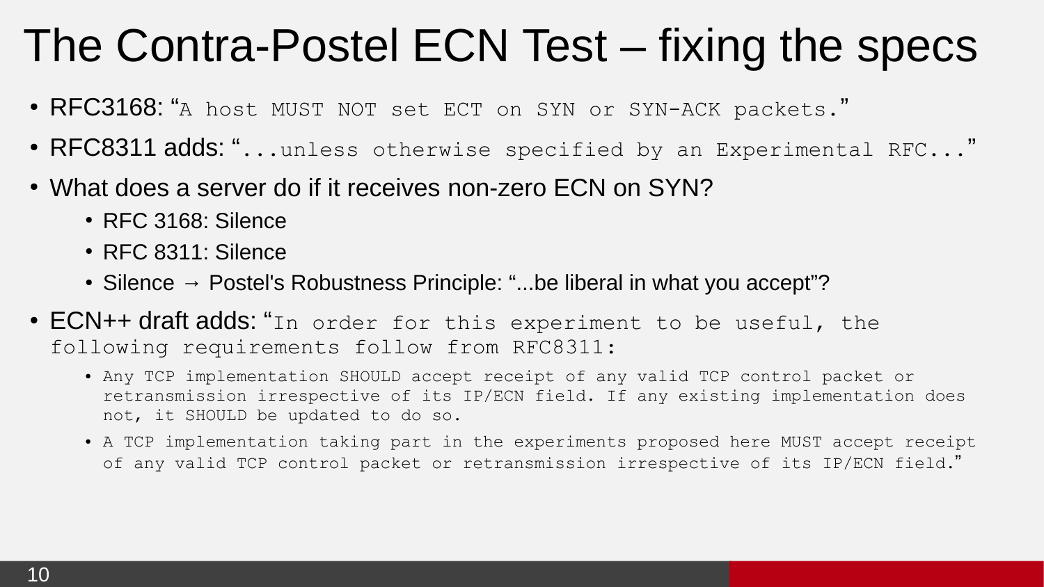# The Contra-Postel ECN Test – fixing the specs

- RFC3168: "A host MUST NOT set ECT on SYN or SYN-ACK packets."
- RFC8311 adds: "...unless otherwise specified by an Experimental RFC..."
- What does a server do if it receives non-zero ECN on SYN?
  - RFC 3168: Silence
  - RFC 8311: Silence
  - Silence → Postel's Robustness Principle: "...be liberal in what you accept"?
- ECN++ draft adds: "In order for this experiment to be useful, the following requirements follow from RFC8311:
  - Any TCP implementation SHOULD accept receipt of any valid TCP control packet or retransmission irrespective of its IP/ECN field. If any existing implementation does not, it SHOULD be updated to do so.
  - A TCP implementation taking part in the experiments proposed here MUST accept receipt of any valid TCP control packet or retransmission irrespective of its IP/ECN field."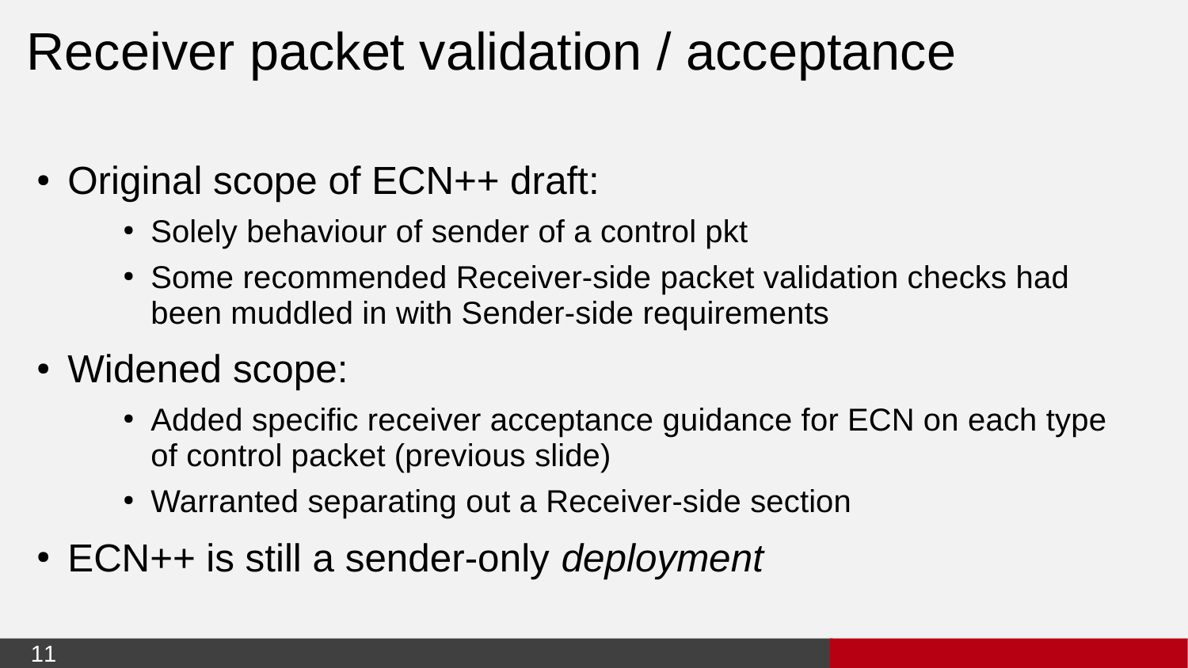# Receiver packet validation / acceptance

- Original scope of ECN++ draft:
  - Solely behaviour of sender of a control pkt
  - Some recommended Receiver-side packet validation checks had been muddled in with Sender-side requirements
- Widened scope:
  - Added specific receiver acceptance guidance for ECN on each type of control packet (previous slide)
  - Warranted separating out a Receiver-side section
- ECN++ is still a sender-only *deployment*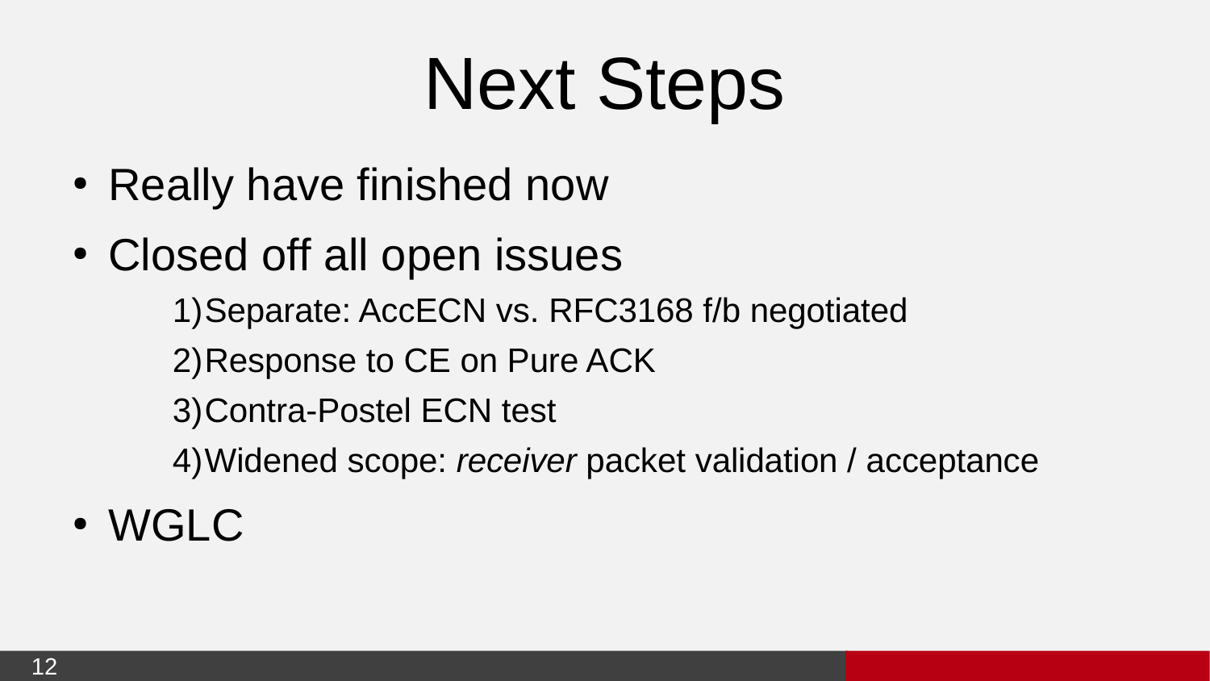# Next Steps

- Really have finished now
- Closed off all open issues
  1) Separate: AccECN vs. RFC3168 f/b negotiated
  2) Response to CE on Pure ACK
  3) Contra-Postel ECN test
  4) Widened scope: *receiver* packet validation / acceptance
- WGLC